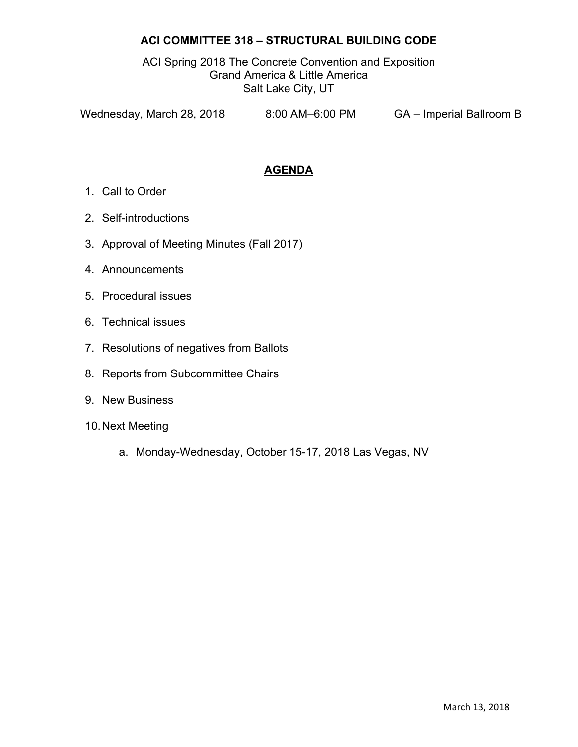# ACI COMMITTEE 318 – STRUCTURAL BUILDING CODE

ACI Spring 2018 The Concrete Convention and Exposition
Grand America & Little America
Salt Lake City, UT

Wednesday, March 28, 2018 &nbsp;&nbsp;&nbsp;&nbsp; 8:00 AM–6:00 PM &nbsp;&nbsp;&nbsp;&nbsp; GA – Imperial Ballroom B

## AGENDA

1. Call to Order
2. Self-introductions
3. Approval of Meeting Minutes (Fall 2017)
4. Announcements
5. Procedural issues
6. Technical issues
7. Resolutions of negatives from Ballots
8. Reports from Subcommittee Chairs
9. New Business
10. Next Meeting
    a. Monday-Wednesday, October 15-17, 2018 Las Vegas, NV

March 13, 2018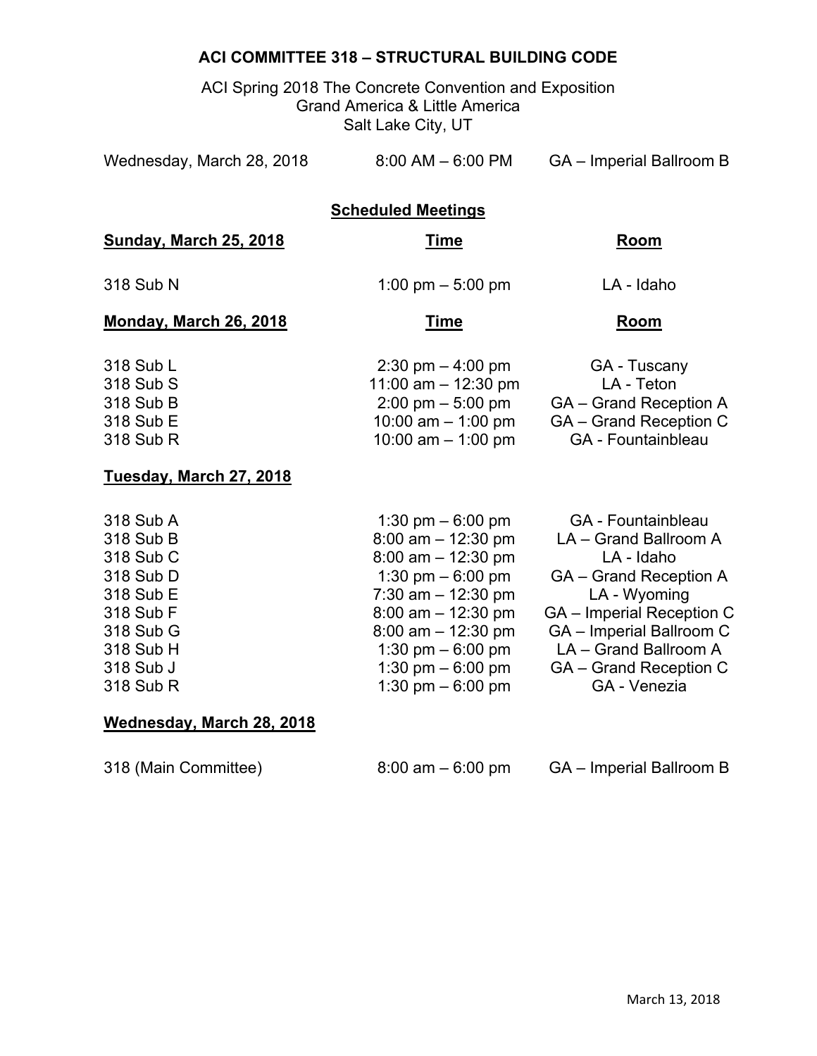# ACI COMMITTEE 318 – STRUCTURAL BUILDING CODE

ACI Spring 2018 The Concrete Convention and Exposition
Grand America & Little America
Salt Lake City, UT

Wednesday, March 28, 2018 8:00 AM – 6:00 PM GA – Imperial Ballroom B

## Scheduled Meetings

| **Sunday, March 25, 2018** | **Time** | **Room** |
|---|---|---|
| 318 Sub N | 1:00 pm – 5:00 pm | LA - Idaho |

| **Monday, March 26, 2018** | **Time** | **Room** |
|---|---|---|
| 318 Sub L | 2:30 pm – 4:00 pm | GA - Tuscany |
| 318 Sub S | 11:00 am – 12:30 pm | LA - Teton |
| 318 Sub B | 2:00 pm – 5:00 pm | GA – Grand Reception A |
| 318 Sub E | 10:00 am – 1:00 pm | GA – Grand Reception C |
| 318 Sub R | 10:00 am – 1:00 pm | GA - Fountainbleau |

| **Tuesday, March 27, 2018** | | |
|---|---|---|
| 318 Sub A | 1:30 pm – 6:00 pm | GA - Fountainbleau |
| 318 Sub B | 8:00 am – 12:30 pm | LA – Grand Ballroom A |
| 318 Sub C | 8:00 am – 12:30 pm | LA - Idaho |
| 318 Sub D | 1:30 pm – 6:00 pm | GA – Grand Reception A |
| 318 Sub E | 7:30 am – 12:30 pm | LA - Wyoming |
| 318 Sub F | 8:00 am – 12:30 pm | GA – Imperial Reception C |
| 318 Sub G | 8:00 am – 12:30 pm | GA – Imperial Ballroom C |
| 318 Sub H | 1:30 pm – 6:00 pm | LA – Grand Ballroom A |
| 318 Sub J | 1:30 pm – 6:00 pm | GA – Grand Reception C |
| 318 Sub R | 1:30 pm – 6:00 pm | GA - Venezia |

| **Wednesday, March 28, 2018** | | |
|---|---|---|
| 318 (Main Committee) | 8:00 am – 6:00 pm | GA – Imperial Ballroom B |

March 13, 2018